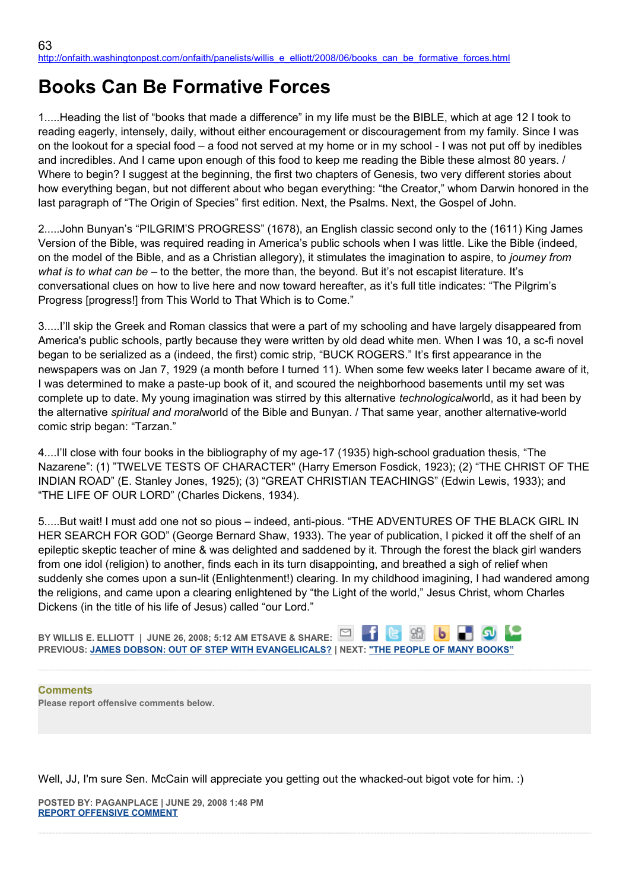63
http://onfaith.washingtonpost.com/onfaith/panelists/willis_e_elliott/2008/06/books_can_be_formative_forces.html

# Books Can Be Formative Forces

1.....Heading the list of "books that made a difference" in my life must be the BIBLE, which at age 12 I took to reading eagerly, intensely, daily, without either encouragement or discouragement from my family. Since I was on the lookout for a special food – a food not served at my home or in my school - I was not put off by inedibles and incredibles. And I came upon enough of this food to keep me reading the Bible these almost 80 years. / Where to begin? I suggest at the beginning, the first two chapters of Genesis, two very different stories about how everything began, but not different about who began everything: "the Creator," whom Darwin honored in the last paragraph of "The Origin of Species" first edition. Next, the Psalms. Next, the Gospel of John.

2.....John Bunyan's "PILGRIM'S PROGRESS" (1678), an English classic second only to the (1611) King James Version of the Bible, was required reading in America's public schools when I was little. Like the Bible (indeed, on the model of the Bible, and as a Christian allegory), it stimulates the imagination to aspire, to *journey from what is to what can be* – to the better, the more than, the beyond. But it's not escapist literature. It's conversational clues on how to live here and now toward hereafter, as it's full title indicates: "The Pilgrim's Progress [progress!] from This World to That Which is to Come."

3.....I'll skip the Greek and Roman classics that were a part of my schooling and have largely disappeared from America's public schools, partly because they were written by old dead white men. When I was 10, a sc-fi novel began to be serialized as a (indeed, the first) comic strip, "BUCK ROGERS." It's first appearance in the newspapers was on Jan 7, 1929 (a month before I turned 11). When some few weeks later I became aware of it, I was determined to make a paste-up book of it, and scoured the neighborhood basements until my set was complete up to date. My young imagination was stirred by this alternative *technological*world, as it had been by the alternative *spiritual and moral*world of the Bible and Bunyan. / That same year, another alternative-world comic strip began: "Tarzan."

4....I'll close with four books in the bibliography of my age-17 (1935) high-school graduation thesis, "The Nazarene": (1) "TWELVE TESTS OF CHARACTER" (Harry Emerson Fosdick, 1923); (2) "THE CHRIST OF THE INDIAN ROAD" (E. Stanley Jones, 1925); (3) "GREAT CHRISTIAN TEACHINGS" (Edwin Lewis, 1933); and "THE LIFE OF OUR LORD" (Charles Dickens, 1934).

5.....But wait! I must add one not so pious – indeed, anti-pious. "THE ADVENTURES OF THE BLACK GIRL IN HER SEARCH FOR GOD" (George Bernard Shaw, 1933). The year of publication, I picked it off the shelf of an epileptic skeptic teacher of mine & was delighted and saddened by it. Through the forest the black girl wanders from one idol (religion) to another, finds each in its turn disappointing, and breathed a sigh of relief when suddenly she comes upon a sun-lit (Enlightenment!) clearing. In my childhood imagining, I had wandered among the religions, and came upon a clearing enlightened by "the Light of the world," Jesus Christ, whom Charles Dickens (in the title of his life of Jesus) called "our Lord."

**BY WILLIS E. ELLIOTT | JUNE 26, 2008; 5:12 AM ETSAVE & SHARE:**
**PREVIOUS: JAMES DOBSON: OUT OF STEP WITH EVANGELICALS? | NEXT: "THE PEOPLE OF MANY BOOKS"**

**Comments**
**Please report offensive comments below.**

Well, JJ, I'm sure Sen. McCain will appreciate you getting out the whacked-out bigot vote for him. :)

**POSTED BY: PAGANPLACE | JUNE 29, 2008 1:48 PM**
**REPORT OFFENSIVE COMMENT**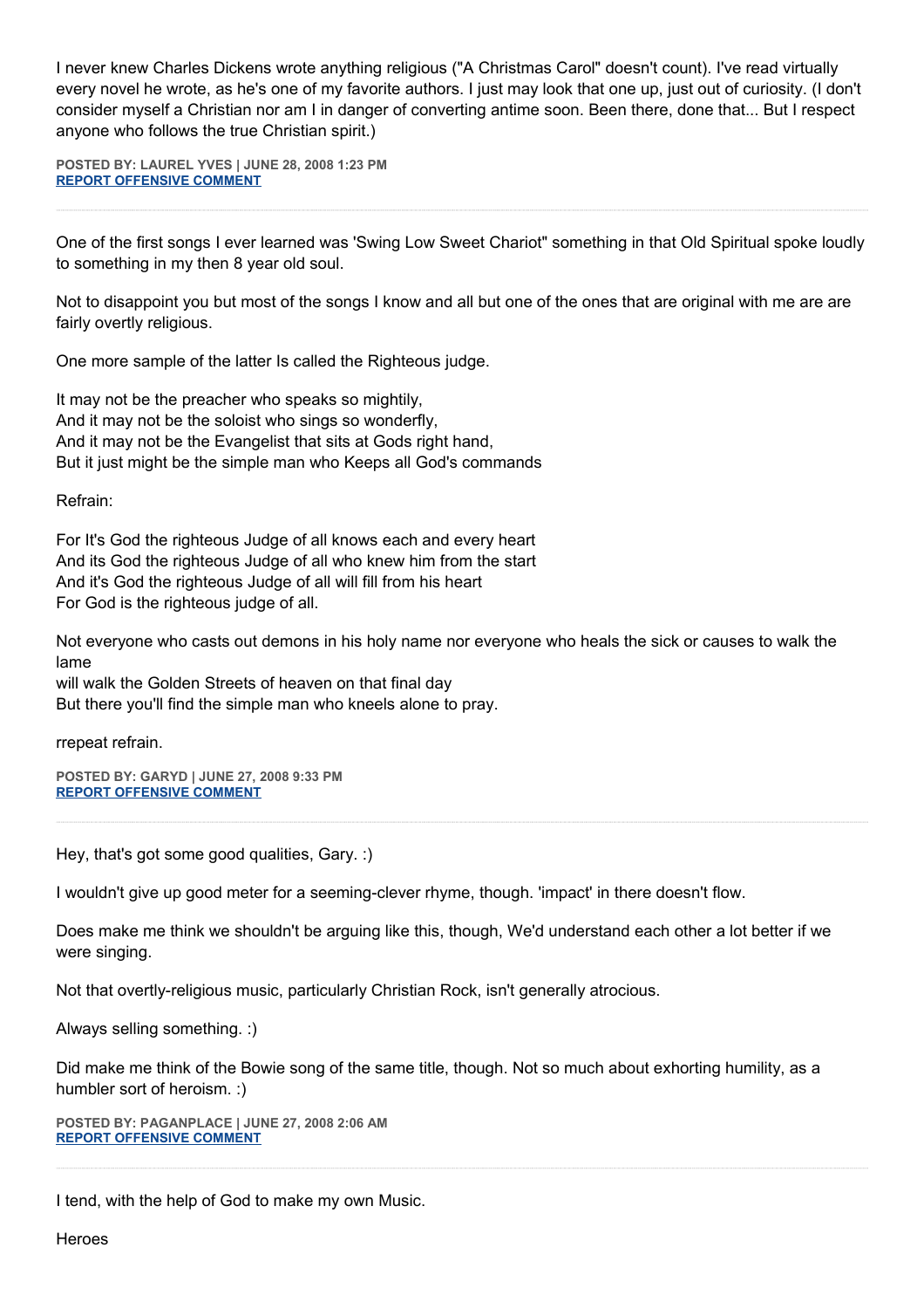I never knew Charles Dickens wrote anything religious ("A Christmas Carol" doesn't count). I've read virtually every novel he wrote, as he's one of my favorite authors. I just may look that one up, just out of curiosity. (I don't consider myself a Christian nor am I in danger of converting antime soon. Been there, done that... But I respect anyone who follows the true Christian spirit.)

**POSTED BY: LAUREL YVES | JUNE 28, 2008 1:23 PM**
**REPORT OFFENSIVE COMMENT**

---

One of the first songs I ever learned was 'Swing Low Sweet Chariot" something in that Old Spiritual spoke loudly to something in my then 8 year old soul.

Not to disappoint you but most of the songs I know and all but one of the ones that are original with me are are fairly overtly religious.

One more sample of the latter Is called the Righteous judge.

It may not be the preacher who speaks so mightily,
And it may not be the soloist who sings so wonderfly,
And it may not be the Evangelist that sits at Gods right hand,
But it just might be the simple man who Keeps all God's commands

Refrain:

For It's God the righteous Judge of all knows each and every heart
And its God the righteous Judge of all who knew him from the start
And it's God the righteous Judge of all will fill from his heart
For God is the righteous judge of all.

Not everyone who casts out demons in his holy name nor everyone who heals the sick or causes to walk the lame
will walk the Golden Streets of heaven on that final day
But there you'll find the simple man who kneels alone to pray.

rrepeat refrain.

**POSTED BY: GARYD | JUNE 27, 2008 9:33 PM**
**REPORT OFFENSIVE COMMENT**

---

Hey, that's got some good qualities, Gary. :)

I wouldn't give up good meter for a seeming-clever rhyme, though. 'impact' in there doesn't flow.

Does make me think we shouldn't be arguing like this, though, We'd understand each other a lot better if we were singing.

Not that overtly-religious music, particularly Christian Rock, isn't generally atrocious.

Always selling something. :)

Did make me think of the Bowie song of the same title, though. Not so much about exhorting humility, as a humbler sort of heroism. :)

**POSTED BY: PAGANPLACE | JUNE 27, 2008 2:06 AM**
**REPORT OFFENSIVE COMMENT**

---

I tend, with the help of God to make my own Music.

Heroes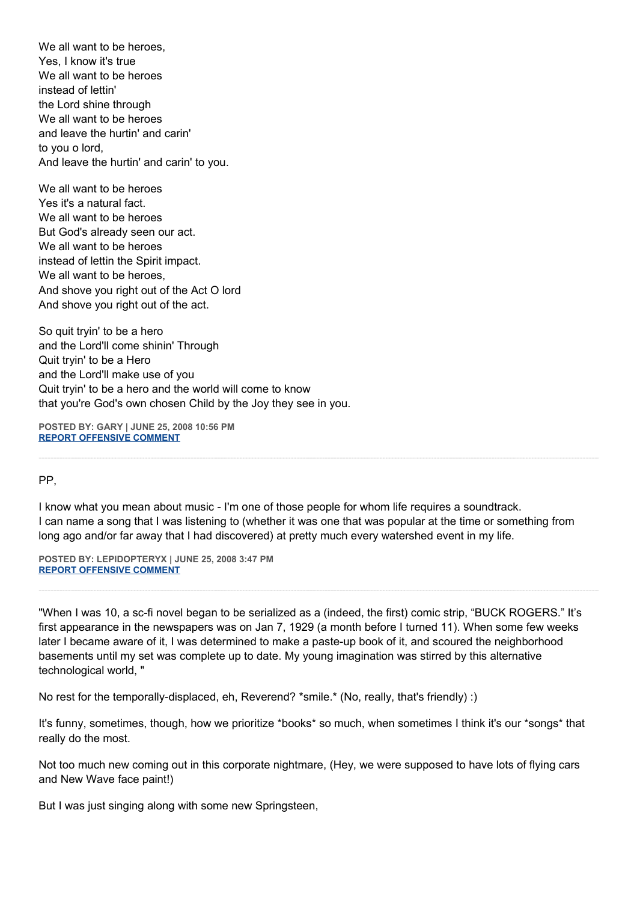We all want to be heroes,
Yes, I know it's true
We all want to be heroes
instead of lettin'
the Lord shine through
We all want to be heroes
and leave the hurtin' and carin'
to you o lord,
And leave the hurtin' and carin' to you.

We all want to be heroes
Yes it's a natural fact.
We all want to be heroes
But God's already seen our act.
We all want to be heroes
instead of lettin the Spirit impact.
We all want to be heroes,
And shove you right out of the Act O lord
And shove you right out of the act.

So quit tryin' to be a hero
and the Lord'll come shinin' Through
Quit tryin' to be a Hero
and the Lord'll make use of you
Quit tryin' to be a hero and the world will come to know
that you're God's own chosen Child by the Joy they see in you.

**POSTED BY: GARY | JUNE 25, 2008 10:56 PM**
**REPORT OFFENSIVE COMMENT**

---

PP,

I know what you mean about music - I'm one of those people for whom life requires a soundtrack.
I can name a song that I was listening to (whether it was one that was popular at the time or something from long ago and/or far away that I had discovered) at pretty much every watershed event in my life.

**POSTED BY: LEPIDOPTERYX | JUNE 25, 2008 3:47 PM**
**REPORT OFFENSIVE COMMENT**

---

"When I was 10, a sc-fi novel began to be serialized as a (indeed, the first) comic strip, "BUCK ROGERS." It's first appearance in the newspapers was on Jan 7, 1929 (a month before I turned 11). When some few weeks later I became aware of it, I was determined to make a paste-up book of it, and scoured the neighborhood basements until my set was complete up to date. My young imagination was stirred by this alternative technological world, "

No rest for the temporally-displaced, eh, Reverend? *smile.* (No, really, that's friendly) :)

It's funny, sometimes, though, how we prioritize *books* so much, when sometimes I think it's our *songs* that really do the most.

Not too much new coming out in this corporate nightmare, (Hey, we were supposed to have lots of flying cars and New Wave face paint!)

But I was just singing along with some new Springsteen,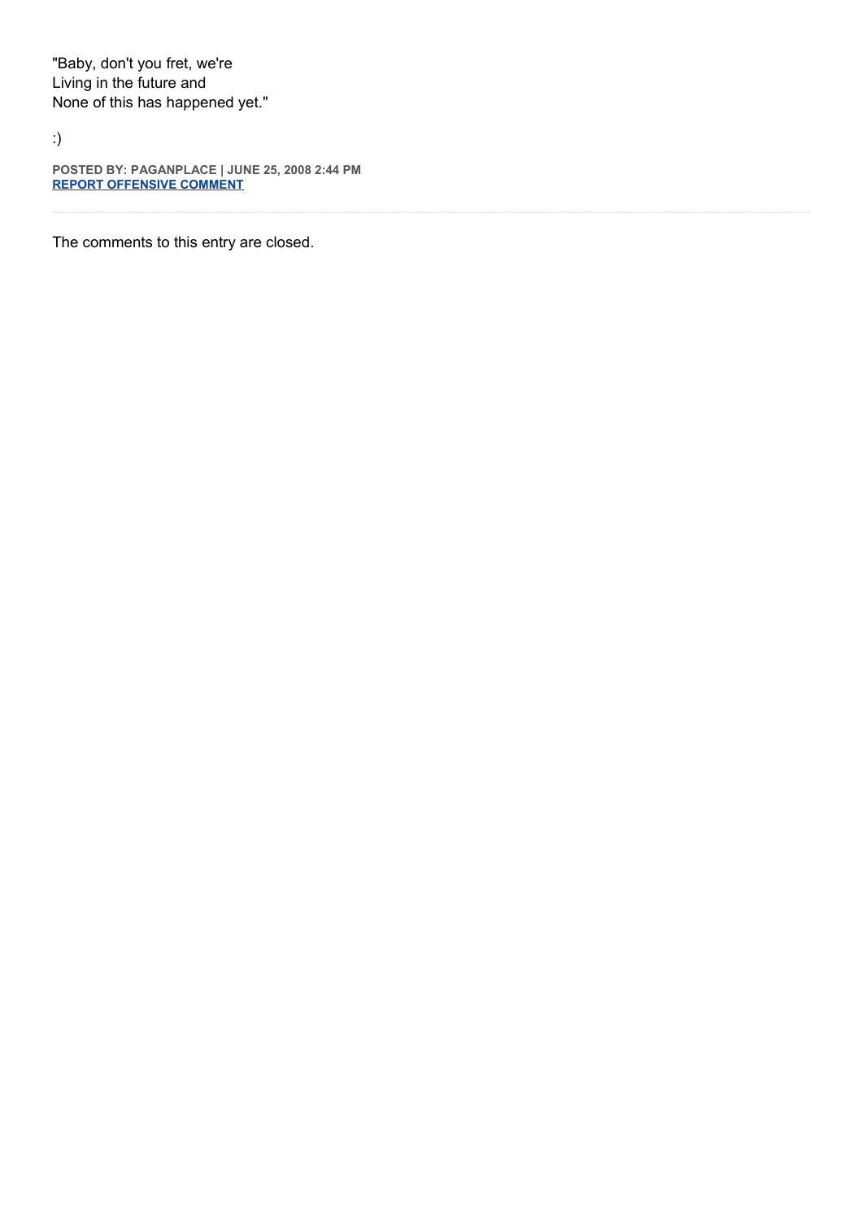"Baby, don't you fret, we're
Living in the future and
None of this has happened yet."

:)

**POSTED BY: PAGANPLACE | JUNE 25, 2008 2:44 PM**
**REPORT OFFENSIVE COMMENT**

---

The comments to this entry are closed.